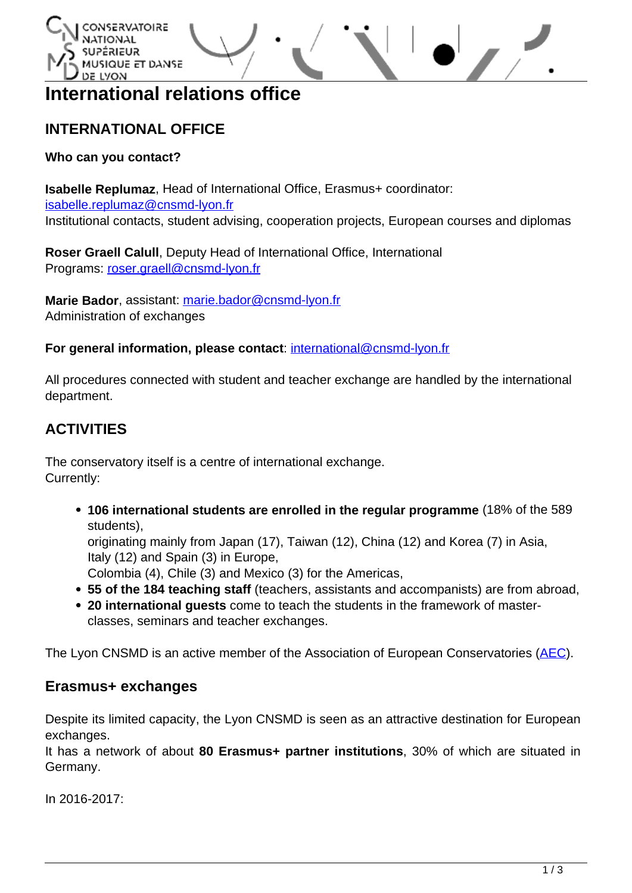# International relations office

## INTERNATIONAL OFFICE

**Who can you contact?**

**Isabelle Replumaz**, Head of International Office, Erasmus+ coordinator: isabelle.replumaz@cnsmd-lyon.fr
Institutional contacts, student advising, cooperation projects, European courses and diplomas

**Roser Graell Calull**, Deputy Head of International Office, International Programs: roser.graell@cnsmd-lyon.fr

**Marie Bador**, assistant: marie.bador@cnsmd-lyon.fr
Administration of exchanges

**For general information, please contact**: international@cnsmd-lyon.fr

All procedures connected with student and teacher exchange are handled by the international department.

## ACTIVITIES

The conservatory itself is a centre of international exchange.
Currently:

- **106 international students are enrolled in the regular programme** (18% of the 589 students),
  originating mainly from Japan (17), Taiwan (12), China (12) and Korea (7) in Asia,
  Italy (12) and Spain (3) in Europe,
  Colombia (4), Chile (3) and Mexico (3) for the Americas,
- **55 of the 184 teaching staff** (teachers, assistants and accompanists) are from abroad,
- **20 international guests** come to teach the students in the framework of master-classes, seminars and teacher exchanges.

The Lyon CNSMD is an active member of the Association of European Conservatories (AEC).

### Erasmus+ exchanges

Despite its limited capacity, the Lyon CNSMD is seen as an attractive destination for European exchanges.
It has a network of about **80 Erasmus+ partner institutions**, 30% of which are situated in Germany.

In 2016-2017: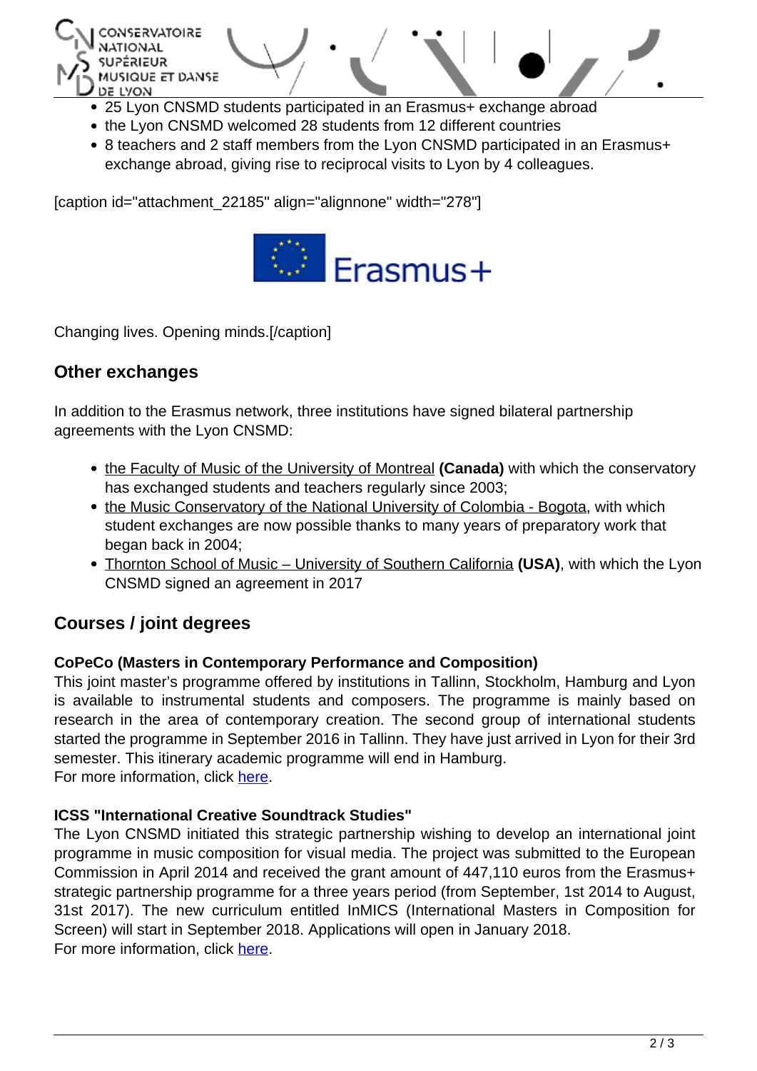- 25 Lyon CNSMD students participated in an Erasmus+ exchange abroad
- the Lyon CNSMD welcomed 28 students from 12 different countries
- 8 teachers and 2 staff members from the Lyon CNSMD participated in an Erasmus+ exchange abroad, giving rise to reciprocal visits to Lyon by 4 colleagues.

[caption id="attachment_22185" align="alignnone" width="278"]

Changing lives. Opening minds.[/caption]

## Other exchanges

In addition to the Erasmus network, three institutions have signed bilateral partnership agreements with the Lyon CNSMD:

- the Faculty of Music of the University of Montreal **(Canada)** with which the conservatory has exchanged students and teachers regularly since 2003;
- the Music Conservatory of the National University of Colombia - Bogota, with which student exchanges are now possible thanks to many years of preparatory work that began back in 2004;
- Thornton School of Music – University of Southern California **(USA)**, with which the Lyon CNSMD signed an agreement in 2017

## Courses / joint degrees

**CoPeCo (Masters in Contemporary Performance and Composition)**
This joint master's programme offered by institutions in Tallinn, Stockholm, Hamburg and Lyon is available to instrumental students and composers. The programme is mainly based on research in the area of contemporary creation. The second group of international students started the programme in September 2016 in Tallinn. They have just arrived in Lyon for their 3rd semester. This itinerary academic programme will end in Hamburg.
For more information, click here.

**ICSS "International Creative Soundtrack Studies"**
The Lyon CNSMD initiated this strategic partnership wishing to develop an international joint programme in music composition for visual media. The project was submitted to the European Commission in April 2014 and received the grant amount of 447,110 euros from the Erasmus+ strategic partnership programme for a three years period (from September, 1st 2014 to August, 31st 2017). The new curriculum entitled InMICS (International Masters in Composition for Screen) will start in September 2018. Applications will open in January 2018.
For more information, click here.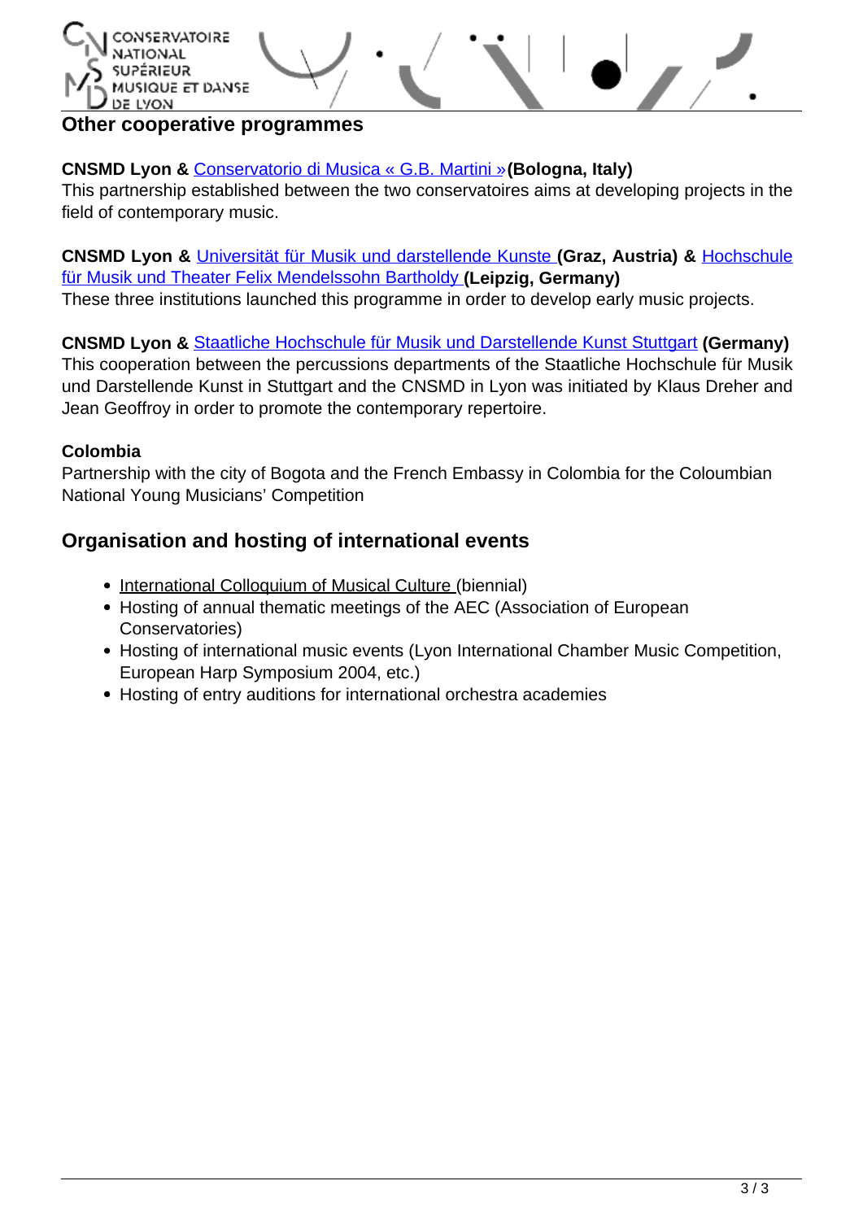## Other cooperative programmes

**CNSMD Lyon &** Conservatorio di Musica « G.B. Martini » **(Bologna, Italy)**
This partnership established between the two conservatoires aims at developing projects in the field of contemporary music.

**CNSMD Lyon &** Universität für Musik und darstellende Kunste **(Graz, Austria) &** Hochschule für Musik und Theater Felix Mendelssohn Bartholdy **(Leipzig, Germany)**
These three institutions launched this programme in order to develop early music projects.

**CNSMD Lyon &** Staatliche Hochschule für Musik und Darstellende Kunst Stuttgart **(Germany)**
This cooperation between the percussions departments of the Staatliche Hochschule für Musik und Darstellende Kunst in Stuttgart and the CNSMD in Lyon was initiated by Klaus Dreher and Jean Geoffroy in order to promote the contemporary repertoire.

**Colombia**
Partnership with the city of Bogota and the French Embassy in Colombia for the Coloumbian National Young Musicians' Competition

## Organisation and hosting of international events

- International Colloquium of Musical Culture (biennial)
- Hosting of annual thematic meetings of the AEC (Association of European Conservatories)
- Hosting of international music events (Lyon International Chamber Music Competition, European Harp Symposium 2004, etc.)
- Hosting of entry auditions for international orchestra academies